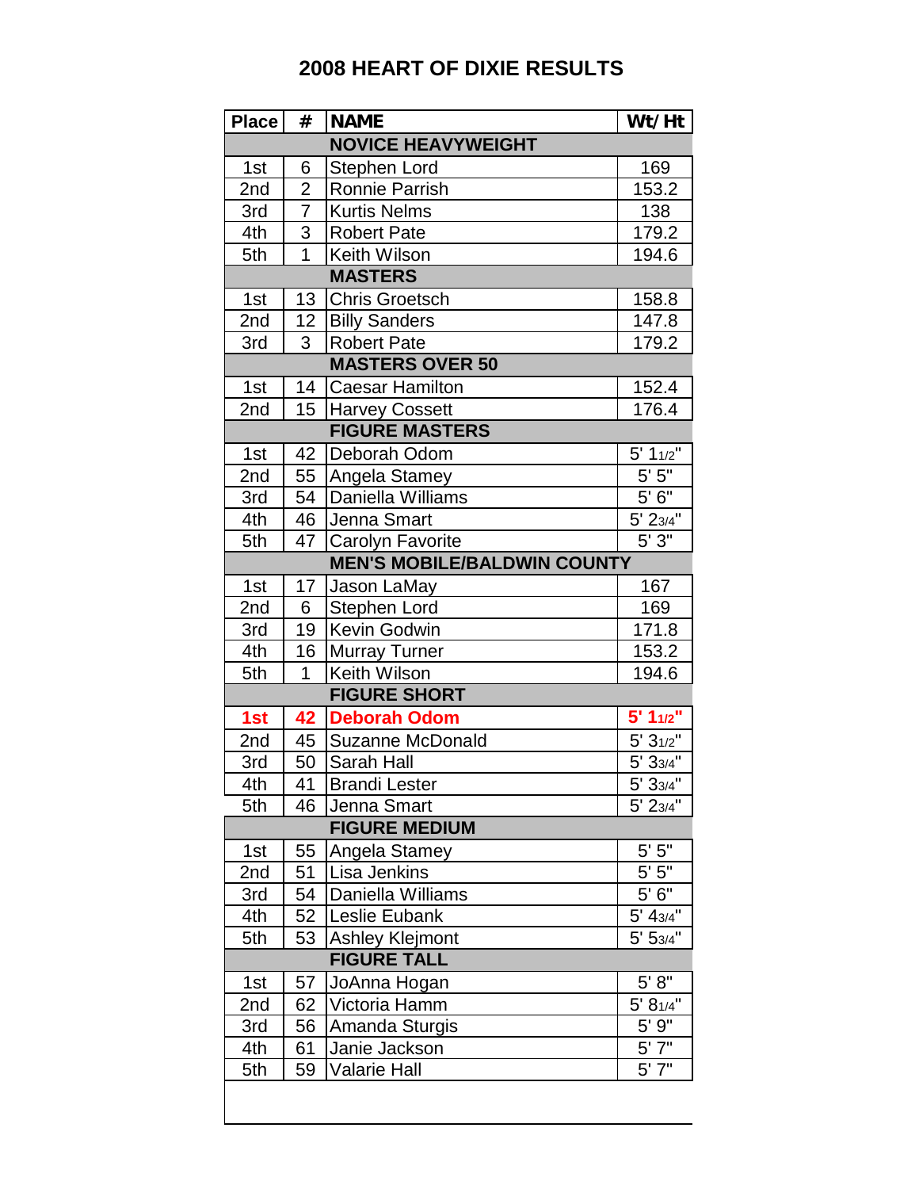# 2008 HEART OF DIXIE RESULTS

| Place | # | NAME | Wt/Ht |
|---|---|---|---|
| | | **NOVICE HEAVYWEIGHT** | |
| 1st | 6 | Stephen Lord | 169 |
| 2nd | 2 | Ronnie Parrish | 153.2 |
| 3rd | 7 | Kurtis Nelms | 138 |
| 4th | 3 | Robert Pate | 179.2 |
| 5th | 1 | Keith Wilson | 194.6 |
| | | **MASTERS** | |
| 1st | 13 | Chris Groetsch | 158.8 |
| 2nd | 12 | Billy Sanders | 147.8 |
| 3rd | 3 | Robert Pate | 179.2 |
| | | **MASTERS OVER 50** | |
| 1st | 14 | Caesar Hamilton | 152.4 |
| 2nd | 15 | Harvey Cossett | 176.4 |
| | | **FIGURE MASTERS** | |
| 1st | 42 | Deborah Odom | 5' 1 1/2" |
| 2nd | 55 | Angela Stamey | 5' 5" |
| 3rd | 54 | Daniella Williams | 5' 6" |
| 4th | 46 | Jenna Smart | 5' 2 3/4" |
| 5th | 47 | Carolyn Favorite | 5' 3" |
| | | **MEN'S MOBILE/BALDWIN COUNTY** | |
| 1st | 17 | Jason LaMay | 167 |
| 2nd | 6 | Stephen Lord | 169 |
| 3rd | 19 | Kevin Godwin | 171.8 |
| 4th | 16 | Murray Turner | 153.2 |
| 5th | 1 | Keith Wilson | 194.6 |
| | | **FIGURE SHORT** | |
| **1st** | **42** | **Deborah Odom** | **5' 1 1/2"** |
| 2nd | 45 | Suzanne McDonald | 5' 3 1/2" |
| 3rd | 50 | Sarah Hall | 5' 3 3/4" |
| 4th | 41 | Brandi Lester | 5' 3 3/4" |
| 5th | 46 | Jenna Smart | 5' 2 3/4" |
| | | **FIGURE MEDIUM** | |
| 1st | 55 | Angela Stamey | 5' 5" |
| 2nd | 51 | Lisa Jenkins | 5' 5" |
| 3rd | 54 | Daniella Williams | 5' 6" |
| 4th | 52 | Leslie Eubank | 5' 4 3/4" |
| 5th | 53 | Ashley Klejmont | 5' 5 3/4" |
| | | **FIGURE TALL** | |
| 1st | 57 | JoAnna Hogan | 5' 8" |
| 2nd | 62 | Victoria Hamm | 5' 8 1/4" |
| 3rd | 56 | Amanda Sturgis | 5' 9" |
| 4th | 61 | Janie Jackson | 5' 7" |
| 5th | 59 | Valarie Hall | 5' 7" |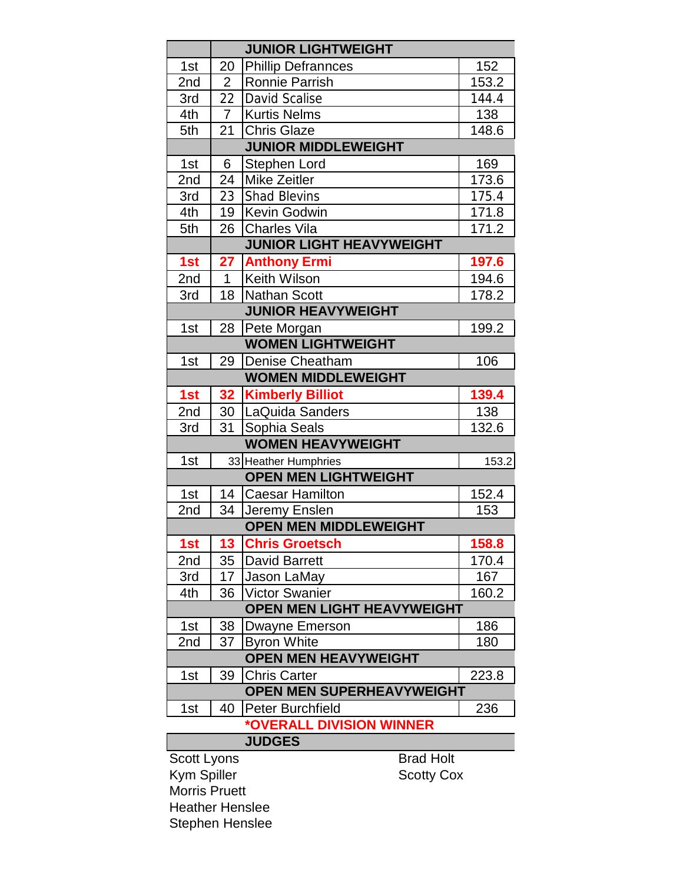| | | | |
|---|---|---|---|
| | **JUNIOR LIGHTWEIGHT** | | |
| 1st | 20 | Phillip Defrannces | 152 |
| 2nd | 2 | Ronnie Parrish | 153.2 |
| 3rd | 22 | David Scalise | 144.4 |
| 4th | 7 | Kurtis Nelms | 138 |
| 5th | 21 | Chris Glaze | 148.6 |
| | **JUNIOR MIDDLEWEIGHT** | | |
| 1st | 6 | Stephen Lord | 169 |
| 2nd | 24 | Mike Zeitler | 173.6 |
| 3rd | 23 | Shad Blevins | 175.4 |
| 4th | 19 | Kevin Godwin | 171.8 |
| 5th | 26 | Charles Vila | 171.2 |
| | **JUNIOR LIGHT HEAVYWEIGHT** | | |
| **1st** | **27** | **Anthony Ermi** | **197.6** |
| 2nd | 1 | Keith Wilson | 194.6 |
| 3rd | 18 | Nathan Scott | 178.2 |
| | **JUNIOR HEAVYWEIGHT** | | |
| 1st | 28 | Pete Morgan | 199.2 |
| | **WOMEN LIGHTWEIGHT** | | |
| 1st | 29 | Denise Cheatham | 106 |
| | **WOMEN MIDDLEWEIGHT** | | |
| **1st** | **32** | **Kimberly Billiot** | **139.4** |
| 2nd | 30 | LaQuida Sanders | 138 |
| 3rd | 31 | Sophia Seals | 132.6 |
| | **WOMEN HEAVYWEIGHT** | | |
| 1st | 33 | Heather Humphries | 153.2 |
| | **OPEN MEN LIGHTWEIGHT** | | |
| 1st | 14 | Caesar Hamilton | 152.4 |
| 2nd | 34 | Jeremy Enslen | 153 |
| | **OPEN MEN MIDDLEWEIGHT** | | |
| **1st** | **13** | **Chris Groetsch** | **158.8** |
| 2nd | 35 | David Barrett | 170.4 |
| 3rd | 17 | Jason LaMay | 167 |
| 4th | 36 | Victor Swanier | 160.2 |
| | **OPEN MEN LIGHT HEAVYWEIGHT** | | |
| 1st | 38 | Dwayne Emerson | 186 |
| 2nd | 37 | Byron White | 180 |
| | **OPEN MEN HEAVYWEIGHT** | | |
| 1st | 39 | Chris Carter | 223.8 |
| | **OPEN MEN SUPERHEAVYWEIGHT** | | |
| 1st | 40 | Peter Burchfield | 236 |

**\*OVERALL DIVISION WINNER**

**JUDGES**

| | |
|---|---|
| Scott Lyons | Brad Holt |
| Kym Spiller | Scotty Cox |
| Morris Pruett | |
| Heather Henslee | |
| Stephen Henslee | |